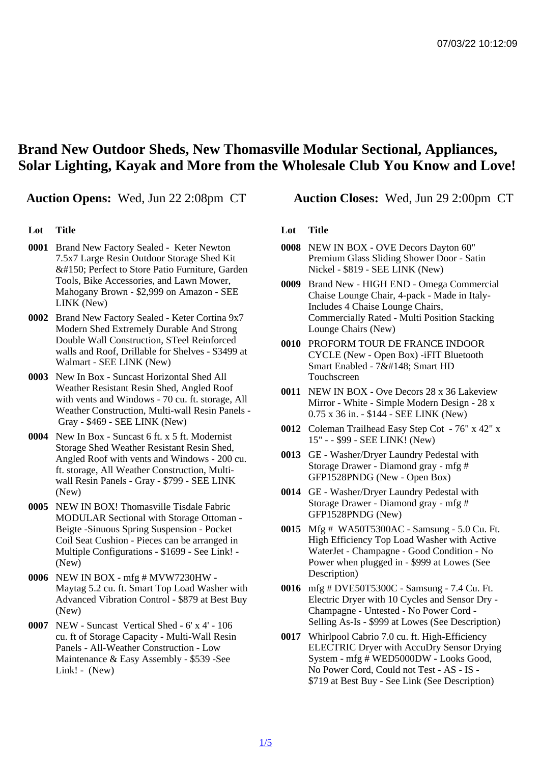# Brand New Outdoor Sheds, New Thomasville Modular Sectional, Appliances, Solar Lighting, Kayak and More from the Wholesale Club You Know and Love!

**Auction Opens:** Wed, Jun 22 2:08pm CT **Auction Closes:** Wed, Jun 29 2:00pm CT

| Lot | Title |
| --- | --- |
| 0001 | Brand New Factory Sealed - Keter Newton 7.5x7 Large Resin Outdoor Storage Shed Kit &#150; Perfect to Store Patio Furniture, Garden Tools, Bike Accessories, and Lawn Mower, Mahogany Brown - $2,999 on Amazon - SEE LINK (New) |
| 0002 | Brand New Factory Sealed - Keter Cortina 9x7 Modern Shed Extremely Durable And Strong Double Wall Construction, STeel Reinforced walls and Roof, Drillable for Shelves - $3499 at Walmart - SEE LINK (New) |
| 0003 | New In Box - Suncast Horizontal Shed All Weather Resistant Resin Shed, Angled Roof with vents and Windows - 70 cu. ft. storage, All Weather Construction, Multi-wall Resin Panels - Gray - $469 - SEE LINK (New) |
| 0004 | New In Box - Suncast 6 ft. x 5 ft. Modernist Storage Shed Weather Resistant Resin Shed, Angled Roof with vents and Windows - 200 cu. ft. storage, All Weather Construction, Multi-wall Resin Panels - Gray - $799 - SEE LINK (New) |
| 0005 | NEW IN BOX! Thomasville Tisdale Fabric MODULAR Sectional with Storage Ottoman - Beigte -Sinuous Spring Suspension - Pocket Coil Seat Cushion - Pieces can be arranged in Multiple Configurations - $1699 - See Link! - (New) |
| 0006 | NEW IN BOX - mfg # MVW7230HW - Maytag 5.2 cu. ft. Smart Top Load Washer with Advanced Vibration Control - $879 at Best Buy (New) |
| 0007 | NEW - Suncast Vertical Shed - 6' x 4' - 106 cu. ft of Storage Capacity - Multi-Wall Resin Panels - All-Weather Construction - Low Maintenance & Easy Assembly - $539 -See Link! - (New) |
| 0008 | NEW IN BOX - OVE Decors Dayton 60" Premium Glass Sliding Shower Door - Satin Nickel - $819 - SEE LINK (New) |
| 0009 | Brand New - HIGH END - Omega Commercial Chaise Lounge Chair, 4-pack - Made in Italy- Includes 4 Chaise Lounge Chairs, Commercially Rated - Multi Position Stacking Lounge Chairs (New) |
| 0010 | PROFORM TOUR DE FRANCE INDOOR CYCLE (New - Open Box) -iFIT Bluetooth Smart Enabled - 7&#148; Smart HD Touchscreen |
| 0011 | NEW IN BOX - Ove Decors 28 x 36 Lakeview Mirror - White - Simple Modern Design - 28 x 0.75 x 36 in. - $144 - SEE LINK (New) |
| 0012 | Coleman Trailhead Easy Step Cot - 76" x 42" x 15" - - $99 - SEE LINK! (New) |
| 0013 | GE - Washer/Dryer Laundry Pedestal with Storage Drawer - Diamond gray - mfg # GFP1528PNDG (New - Open Box) |
| 0014 | GE - Washer/Dryer Laundry Pedestal with Storage Drawer - Diamond gray - mfg # GFP1528PNDG (New) |
| 0015 | Mfg # WA50T5300AC - Samsung - 5.0 Cu. Ft. High Efficiency Top Load Washer with Active WaterJet - Champagne - Good Condition - No Power when plugged in - $999 at Lowes (See Description) |
| 0016 | mfg # DVE50T5300C - Samsung - 7.4 Cu. Ft. Electric Dryer with 10 Cycles and Sensor Dry - Champagne - Untested - No Power Cord - Selling As-Is - $999 at Lowes (See Description) |
| 0017 | Whirlpool Cabrio 7.0 cu. ft. High-Efficiency ELECTRIC Dryer with AccuDry Sensor Drying System - mfg # WED5000DW - Looks Good, No Power Cord, Could not Test - AS - IS - $719 at Best Buy - See Link (See Description) |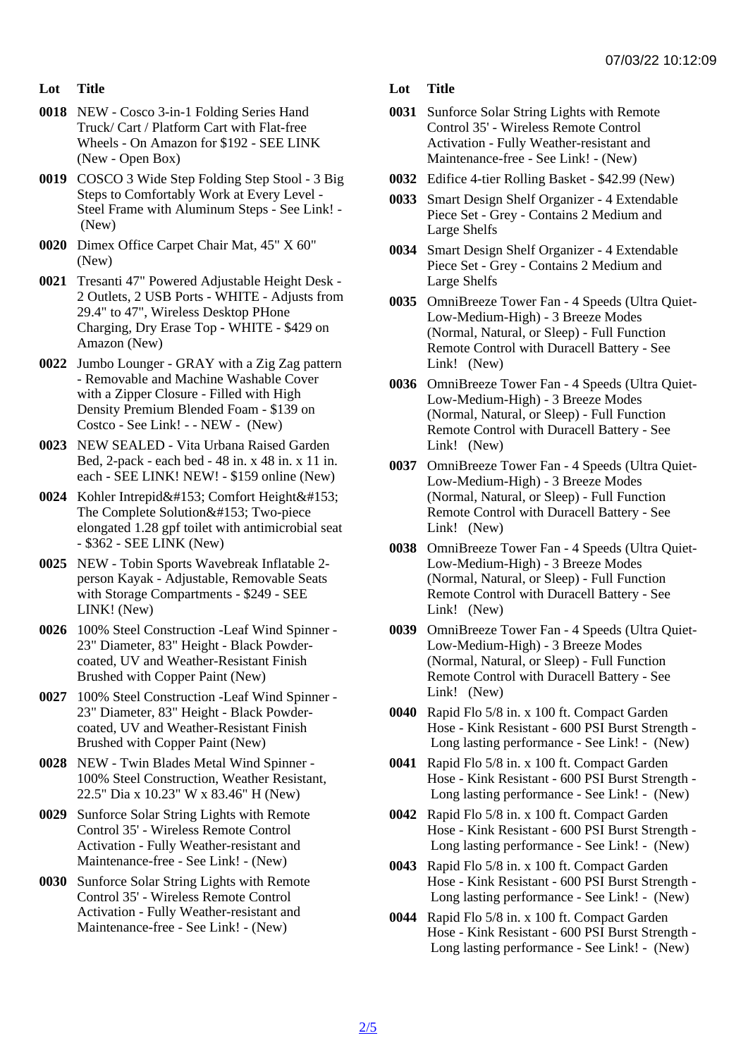| Lot | Title |
|---|---|
| 0018 | NEW - Cosco 3-in-1 Folding Series Hand Truck/ Cart / Platform Cart with Flat-free Wheels - On Amazon for $192 - SEE LINK (New - Open Box) |
| 0019 | COSCO 3 Wide Step Folding Step Stool - 3 Big Steps to Comfortably Work at Every Level - Steel Frame with Aluminum Steps - See Link! - (New) |
| 0020 | Dimex Office Carpet Chair Mat, 45" X 60" (New) |
| 0021 | Tresanti 47" Powered Adjustable Height Desk - 2 Outlets, 2 USB Ports - WHITE - Adjusts from 29.4" to 47", Wireless Desktop PHone Charging, Dry Erase Top - WHITE - $429 on Amazon (New) |
| 0022 | Jumbo Lounger - GRAY with a Zig Zag pattern - Removable and Machine Washable Cover with a Zipper Closure - Filled with High Density Premium Blended Foam - $139 on Costco - See Link! - - NEW - (New) |
| 0023 | NEW SEALED - Vita Urbana Raised Garden Bed, 2-pack - each bed - 48 in. x 48 in. x 11 in. each - SEE LINK! NEW! - $159 online (New) |
| 0024 | Kohler Intrepid&#153; Comfort Height&#153; The Complete Solution&#153; Two-piece elongated 1.28 gpf toilet with antimicrobial seat - $362 - SEE LINK (New) |
| 0025 | NEW - Tobin Sports Wavebreak Inflatable 2-person Kayak - Adjustable, Removable Seats with Storage Compartments - $249 - SEE LINK! (New) |
| 0026 | 100% Steel Construction -Leaf Wind Spinner - 23" Diameter, 83" Height - Black Powder-coated, UV and Weather-Resistant Finish Brushed with Copper Paint (New) |
| 0027 | 100% Steel Construction -Leaf Wind Spinner - 23" Diameter, 83" Height - Black Powder-coated, UV and Weather-Resistant Finish Brushed with Copper Paint (New) |
| 0028 | NEW - Twin Blades Metal Wind Spinner - 100% Steel Construction, Weather Resistant, 22.5" Dia x 10.23" W x 83.46" H (New) |
| 0029 | Sunforce Solar String Lights with Remote Control 35' - Wireless Remote Control Activation - Fully Weather-resistant and Maintenance-free - See Link! - (New) |
| 0030 | Sunforce Solar String Lights with Remote Control 35' - Wireless Remote Control Activation - Fully Weather-resistant and Maintenance-free - See Link! - (New) |
| 0031 | Sunforce Solar String Lights with Remote Control 35' - Wireless Remote Control Activation - Fully Weather-resistant and Maintenance-free - See Link! - (New) |
| 0032 | Edifice 4-tier Rolling Basket - $42.99 (New) |
| 0033 | Smart Design Shelf Organizer - 4 Extendable Piece Set - Grey - Contains 2 Medium and Large Shelfs |
| 0034 | Smart Design Shelf Organizer - 4 Extendable Piece Set - Grey - Contains 2 Medium and Large Shelfs |
| 0035 | OmniBreeze Tower Fan - 4 Speeds (Ultra Quiet-Low-Medium-High) - 3 Breeze Modes (Normal, Natural, or Sleep) - Full Function Remote Control with Duracell Battery - See Link! (New) |
| 0036 | OmniBreeze Tower Fan - 4 Speeds (Ultra Quiet-Low-Medium-High) - 3 Breeze Modes (Normal, Natural, or Sleep) - Full Function Remote Control with Duracell Battery - See Link! (New) |
| 0037 | OmniBreeze Tower Fan - 4 Speeds (Ultra Quiet-Low-Medium-High) - 3 Breeze Modes (Normal, Natural, or Sleep) - Full Function Remote Control with Duracell Battery - See Link! (New) |
| 0038 | OmniBreeze Tower Fan - 4 Speeds (Ultra Quiet-Low-Medium-High) - 3 Breeze Modes (Normal, Natural, or Sleep) - Full Function Remote Control with Duracell Battery - See Link! (New) |
| 0039 | OmniBreeze Tower Fan - 4 Speeds (Ultra Quiet-Low-Medium-High) - 3 Breeze Modes (Normal, Natural, or Sleep) - Full Function Remote Control with Duracell Battery - See Link! (New) |
| 0040 | Rapid Flo 5/8 in. x 100 ft. Compact Garden Hose - Kink Resistant - 600 PSI Burst Strength - Long lasting performance - See Link! - (New) |
| 0041 | Rapid Flo 5/8 in. x 100 ft. Compact Garden Hose - Kink Resistant - 600 PSI Burst Strength - Long lasting performance - See Link! - (New) |
| 0042 | Rapid Flo 5/8 in. x 100 ft. Compact Garden Hose - Kink Resistant - 600 PSI Burst Strength - Long lasting performance - See Link! - (New) |
| 0043 | Rapid Flo 5/8 in. x 100 ft. Compact Garden Hose - Kink Resistant - 600 PSI Burst Strength - Long lasting performance - See Link! - (New) |
| 0044 | Rapid Flo 5/8 in. x 100 ft. Compact Garden Hose - Kink Resistant - 600 PSI Burst Strength - Long lasting performance - See Link! - (New) |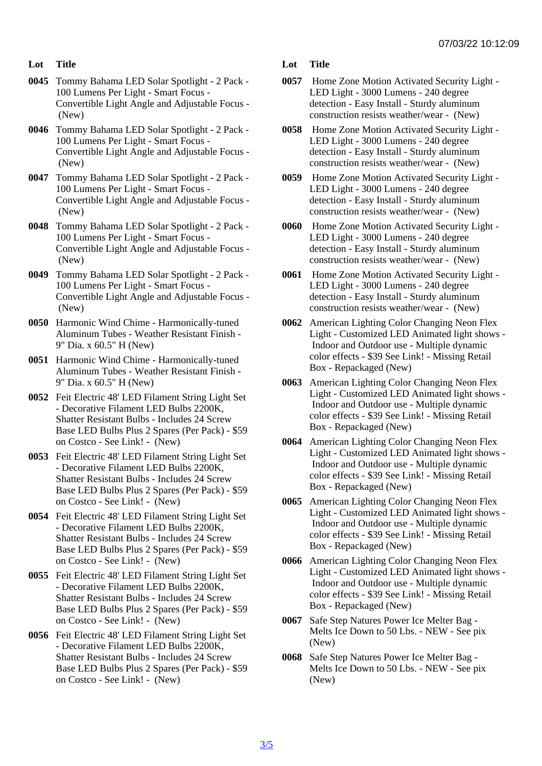| Lot | Title |
|---|---|
| 0045 | Tommy Bahama LED Solar Spotlight - 2 Pack - 100 Lumens Per Light - Smart Focus - Convertible Light Angle and Adjustable Focus - (New) |
| 0046 | Tommy Bahama LED Solar Spotlight - 2 Pack - 100 Lumens Per Light - Smart Focus - Convertible Light Angle and Adjustable Focus - (New) |
| 0047 | Tommy Bahama LED Solar Spotlight - 2 Pack - 100 Lumens Per Light - Smart Focus - Convertible Light Angle and Adjustable Focus - (New) |
| 0048 | Tommy Bahama LED Solar Spotlight - 2 Pack - 100 Lumens Per Light - Smart Focus - Convertible Light Angle and Adjustable Focus - (New) |
| 0049 | Tommy Bahama LED Solar Spotlight - 2 Pack - 100 Lumens Per Light - Smart Focus - Convertible Light Angle and Adjustable Focus - (New) |
| 0050 | Harmonic Wind Chime - Harmonically-tuned Aluminum Tubes - Weather Resistant Finish - 9" Dia. x 60.5" H (New) |
| 0051 | Harmonic Wind Chime - Harmonically-tuned Aluminum Tubes - Weather Resistant Finish - 9" Dia. x 60.5" H (New) |
| 0052 | Feit Electric 48' LED Filament String Light Set - Decorative Filament LED Bulbs 2200K, Shatter Resistant Bulbs - Includes 24 Screw Base LED Bulbs Plus 2 Spares (Per Pack) - $59 on Costco - See Link! - (New) |
| 0053 | Feit Electric 48' LED Filament String Light Set - Decorative Filament LED Bulbs 2200K, Shatter Resistant Bulbs - Includes 24 Screw Base LED Bulbs Plus 2 Spares (Per Pack) - $59 on Costco - See Link! - (New) |
| 0054 | Feit Electric 48' LED Filament String Light Set - Decorative Filament LED Bulbs 2200K, Shatter Resistant Bulbs - Includes 24 Screw Base LED Bulbs Plus 2 Spares (Per Pack) - $59 on Costco - See Link! - (New) |
| 0055 | Feit Electric 48' LED Filament String Light Set - Decorative Filament LED Bulbs 2200K, Shatter Resistant Bulbs - Includes 24 Screw Base LED Bulbs Plus 2 Spares (Per Pack) - $59 on Costco - See Link! - (New) |
| 0056 | Feit Electric 48' LED Filament String Light Set - Decorative Filament LED Bulbs 2200K, Shatter Resistant Bulbs - Includes 24 Screw Base LED Bulbs Plus 2 Spares (Per Pack) - $59 on Costco - See Link! - (New) |
| 0057 | Home Zone Motion Activated Security Light - LED Light - 3000 Lumens - 240 degree detection - Easy Install - Sturdy aluminum construction resists weather/wear - (New) |
| 0058 | Home Zone Motion Activated Security Light - LED Light - 3000 Lumens - 240 degree detection - Easy Install - Sturdy aluminum construction resists weather/wear - (New) |
| 0059 | Home Zone Motion Activated Security Light - LED Light - 3000 Lumens - 240 degree detection - Easy Install - Sturdy aluminum construction resists weather/wear - (New) |
| 0060 | Home Zone Motion Activated Security Light - LED Light - 3000 Lumens - 240 degree detection - Easy Install - Sturdy aluminum construction resists weather/wear - (New) |
| 0061 | Home Zone Motion Activated Security Light - LED Light - 3000 Lumens - 240 degree detection - Easy Install - Sturdy aluminum construction resists weather/wear - (New) |
| 0062 | American Lighting Color Changing Neon Flex Light - Customized LED Animated light shows - Indoor and Outdoor use - Multiple dynamic color effects - $39 See Link! - Missing Retail Box - Repackaged (New) |
| 0063 | American Lighting Color Changing Neon Flex Light - Customized LED Animated light shows - Indoor and Outdoor use - Multiple dynamic color effects - $39 See Link! - Missing Retail Box - Repackaged (New) |
| 0064 | American Lighting Color Changing Neon Flex Light - Customized LED Animated light shows - Indoor and Outdoor use - Multiple dynamic color effects - $39 See Link! - Missing Retail Box - Repackaged (New) |
| 0065 | American Lighting Color Changing Neon Flex Light - Customized LED Animated light shows - Indoor and Outdoor use - Multiple dynamic color effects - $39 See Link! - Missing Retail Box - Repackaged (New) |
| 0066 | American Lighting Color Changing Neon Flex Light - Customized LED Animated light shows - Indoor and Outdoor use - Multiple dynamic color effects - $39 See Link! - Missing Retail Box - Repackaged (New) |
| 0067 | Safe Step Natures Power Ice Melter Bag - Melts Ice Down to 50 Lbs. - NEW - See pix (New) |
| 0068 | Safe Step Natures Power Ice Melter Bag - Melts Ice Down to 50 Lbs. - NEW - See pix (New) |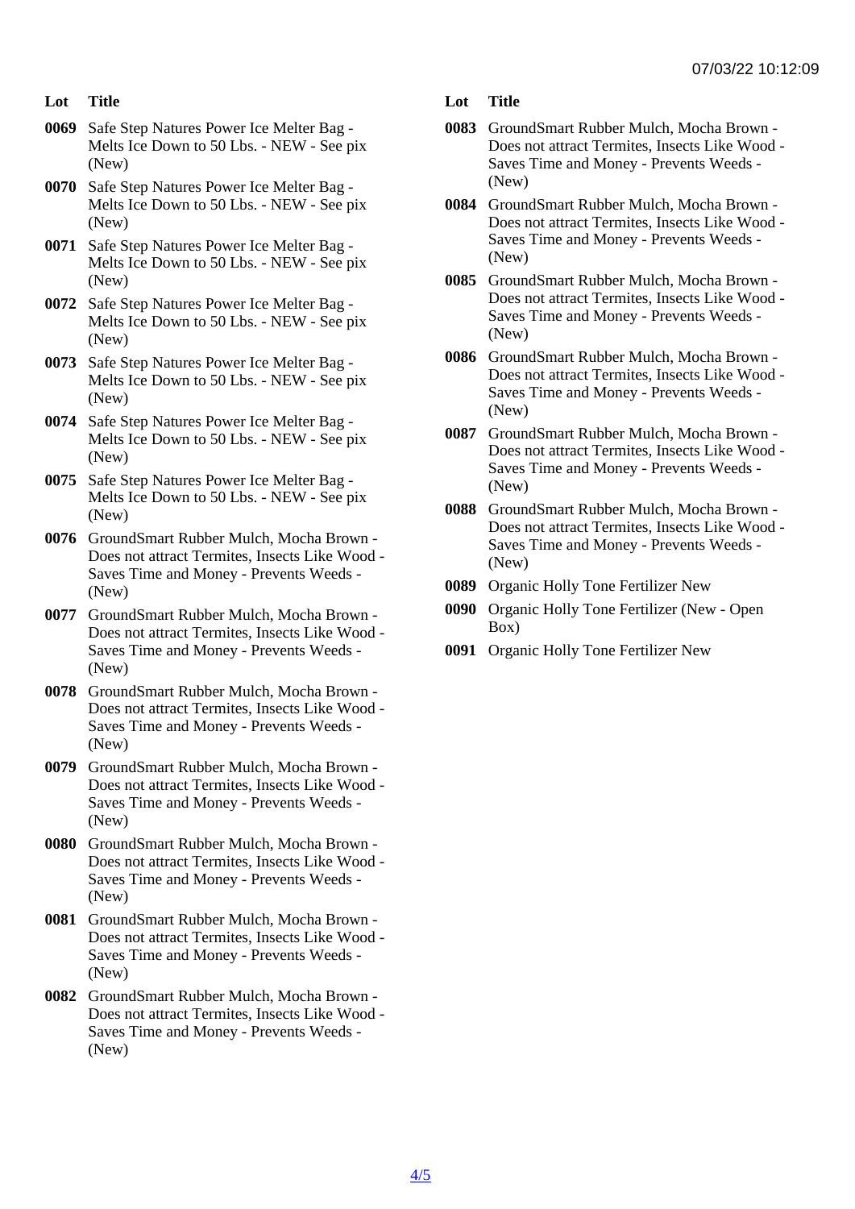| Lot | Title |
|---|---|
| 0069 | Safe Step Natures Power Ice Melter Bag - Melts Ice Down to 50 Lbs. - NEW - See pix (New) |
| 0070 | Safe Step Natures Power Ice Melter Bag - Melts Ice Down to 50 Lbs. - NEW - See pix (New) |
| 0071 | Safe Step Natures Power Ice Melter Bag - Melts Ice Down to 50 Lbs. - NEW - See pix (New) |
| 0072 | Safe Step Natures Power Ice Melter Bag - Melts Ice Down to 50 Lbs. - NEW - See pix (New) |
| 0073 | Safe Step Natures Power Ice Melter Bag - Melts Ice Down to 50 Lbs. - NEW - See pix (New) |
| 0074 | Safe Step Natures Power Ice Melter Bag - Melts Ice Down to 50 Lbs. - NEW - See pix (New) |
| 0075 | Safe Step Natures Power Ice Melter Bag - Melts Ice Down to 50 Lbs. - NEW - See pix (New) |
| 0076 | GroundSmart Rubber Mulch, Mocha Brown - Does not attract Termites, Insects Like Wood - Saves Time and Money - Prevents Weeds - (New) |
| 0077 | GroundSmart Rubber Mulch, Mocha Brown - Does not attract Termites, Insects Like Wood - Saves Time and Money - Prevents Weeds - (New) |
| 0078 | GroundSmart Rubber Mulch, Mocha Brown - Does not attract Termites, Insects Like Wood - Saves Time and Money - Prevents Weeds - (New) |
| 0079 | GroundSmart Rubber Mulch, Mocha Brown - Does not attract Termites, Insects Like Wood - Saves Time and Money - Prevents Weeds - (New) |
| 0080 | GroundSmart Rubber Mulch, Mocha Brown - Does not attract Termites, Insects Like Wood - Saves Time and Money - Prevents Weeds - (New) |
| 0081 | GroundSmart Rubber Mulch, Mocha Brown - Does not attract Termites, Insects Like Wood - Saves Time and Money - Prevents Weeds - (New) |
| 0082 | GroundSmart Rubber Mulch, Mocha Brown - Does not attract Termites, Insects Like Wood - Saves Time and Money - Prevents Weeds - (New) |
| 0083 | GroundSmart Rubber Mulch, Mocha Brown - Does not attract Termites, Insects Like Wood - Saves Time and Money - Prevents Weeds - (New) |
| 0084 | GroundSmart Rubber Mulch, Mocha Brown - Does not attract Termites, Insects Like Wood - Saves Time and Money - Prevents Weeds - (New) |
| 0085 | GroundSmart Rubber Mulch, Mocha Brown - Does not attract Termites, Insects Like Wood - Saves Time and Money - Prevents Weeds - (New) |
| 0086 | GroundSmart Rubber Mulch, Mocha Brown - Does not attract Termites, Insects Like Wood - Saves Time and Money - Prevents Weeds - (New) |
| 0087 | GroundSmart Rubber Mulch, Mocha Brown - Does not attract Termites, Insects Like Wood - Saves Time and Money - Prevents Weeds - (New) |
| 0088 | GroundSmart Rubber Mulch, Mocha Brown - Does not attract Termites, Insects Like Wood - Saves Time and Money - Prevents Weeds - (New) |
| 0089 | Organic Holly Tone Fertilizer New |
| 0090 | Organic Holly Tone Fertilizer (New - Open Box) |
| 0091 | Organic Holly Tone Fertilizer New |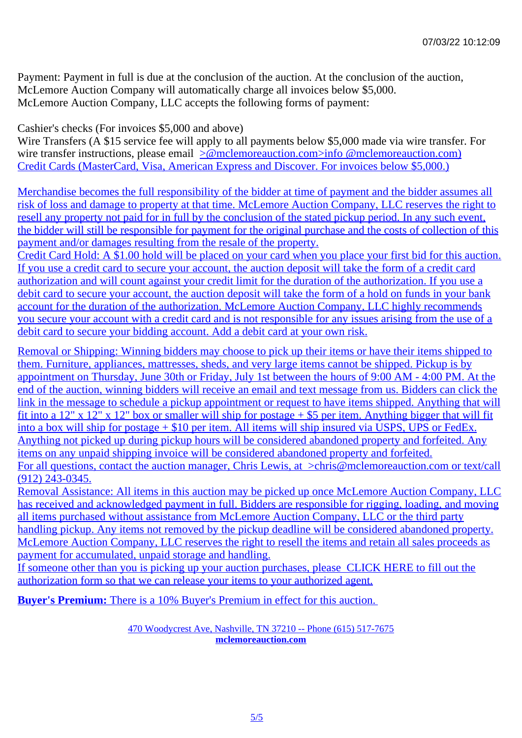Payment: Payment in full is due at the conclusion of the auction. At the conclusion of the auction, McLemore Auction Company will automatically charge all invoices below $5,000.
McLemore Auction Company, LLC accepts the following forms of payment:

Cashier's checks (For invoices $5,000 and above)
Wire Transfers (A $15 service fee will apply to all payments below $5,000 made via wire transfer. For wire transfer instructions, please email >@mclemoreauction.com>info @mclemoreauction.com)
Credit Cards (MasterCard, Visa, American Express and Discover. For invoices below $5,000.)

Merchandise becomes the full responsibility of the bidder at time of payment and the bidder assumes all risk of loss and damage to property at that time. McLemore Auction Company, LLC reserves the right to resell any property not paid for in full by the conclusion of the stated pickup period. In any such event, the bidder will still be responsible for payment for the original purchase and the costs of collection of this payment and/or damages resulting from the resale of the property.
Credit Card Hold: A $1.00 hold will be placed on your card when you place your first bid for this auction. If you use a credit card to secure your account, the auction deposit will take the form of a credit card authorization and will count against your credit limit for the duration of the authorization. If you use a debit card to secure your account, the auction deposit will take the form of a hold on funds in your bank account for the duration of the authorization. McLemore Auction Company, LLC highly recommends you secure your account with a credit card and is not responsible for any issues arising from the use of a debit card to secure your bidding account. Add a debit card at your own risk.

Removal or Shipping: Winning bidders may choose to pick up their items or have their items shipped to them. Furniture, appliances, mattresses, sheds, and very large items cannot be shipped. Pickup is by appointment on Thursday, June 30th or Friday, July 1st between the hours of 9:00 AM - 4:00 PM. At the end of the auction, winning bidders will receive an email and text message from us. Bidders can click the link in the message to schedule a pickup appointment or request to have items shipped. Anything that will fit into a 12" x 12" x 12" box or smaller will ship for postage + $5 per item. Anything bigger that will fit into a box will ship for postage + $10 per item. All items will ship insured via USPS, UPS or FedEx. Anything not picked up during pickup hours will be considered abandoned property and forfeited. Any items on any unpaid shipping invoice will be considered abandoned property and forfeited.
For all questions, contact the auction manager, Chris Lewis, at >chris@mclemoreauction.com or text/call (912) 243-0345.
Removal Assistance: All items in this auction may be picked up once McLemore Auction Company, LLC has received and acknowledged payment in full. Bidders are responsible for rigging, loading, and moving all items purchased without assistance from McLemore Auction Company, LLC or the third party handling pickup. Any items not removed by the pickup deadline will be considered abandoned property. McLemore Auction Company, LLC reserves the right to resell the items and retain all sales proceeds as payment for accumulated, unpaid storage and handling.
If someone other than you is picking up your auction purchases, please CLICK HERE to fill out the authorization form so that we can release your items to your authorized agent.

**Buyer's Premium:** There is a 10% Buyer's Premium in effect for this auction.

470 Woodycrest Ave, Nashville, TN 37210 -- Phone (615) 517-7675
**mclemoreauction.com**